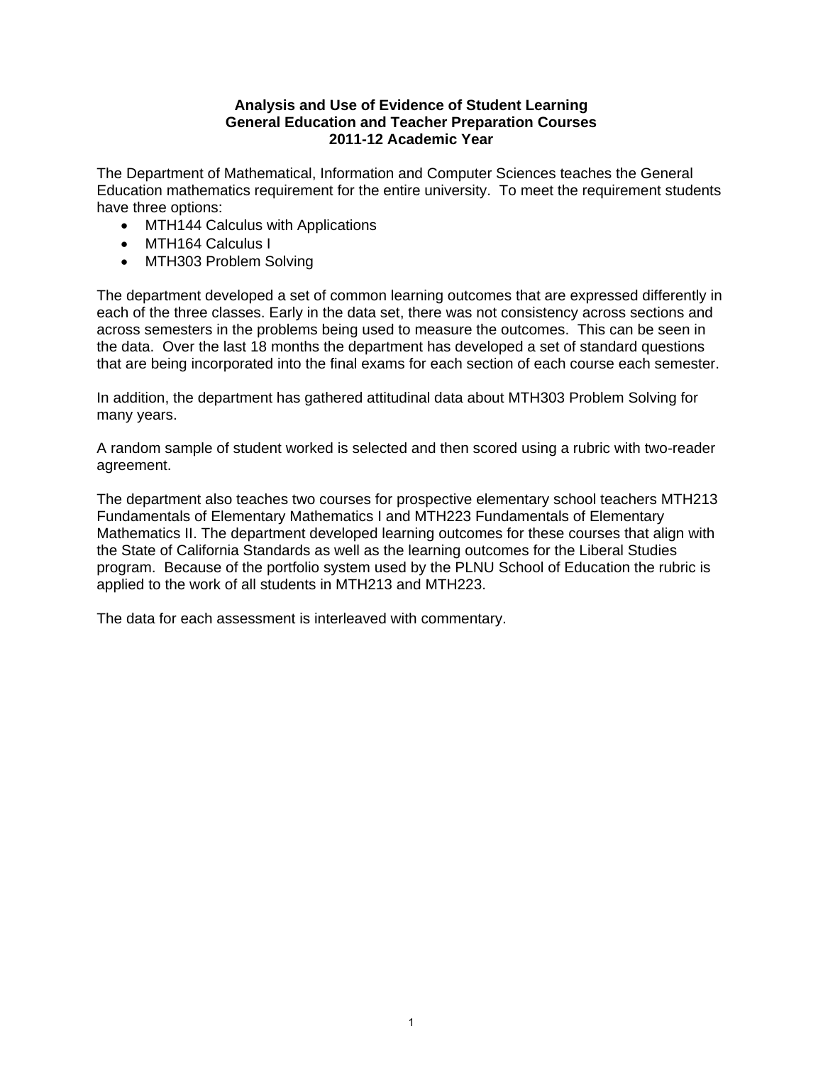# Analysis and Use of Evidence of Student Learning
## General Education and Teacher Preparation Courses
## 2011-12 Academic Year

The Department of Mathematical, Information and Computer Sciences teaches the General Education mathematics requirement for the entire university. To meet the requirement students have three options:

- MTH144 Calculus with Applications
- MTH164 Calculus I
- MTH303 Problem Solving

The department developed a set of common learning outcomes that are expressed differently in each of the three classes. Early in the data set, there was not consistency across sections and across semesters in the problems being used to measure the outcomes. This can be seen in the data. Over the last 18 months the department has developed a set of standard questions that are being incorporated into the final exams for each section of each course each semester.

In addition, the department has gathered attitudinal data about MTH303 Problem Solving for many years.

A random sample of student worked is selected and then scored using a rubric with two-reader agreement.

The department also teaches two courses for prospective elementary school teachers MTH213 Fundamentals of Elementary Mathematics I and MTH223 Fundamentals of Elementary Mathematics II. The department developed learning outcomes for these courses that align with the State of California Standards as well as the learning outcomes for the Liberal Studies program. Because of the portfolio system used by the PLNU School of Education the rubric is applied to the work of all students in MTH213 and MTH223.

The data for each assessment is interleaved with commentary.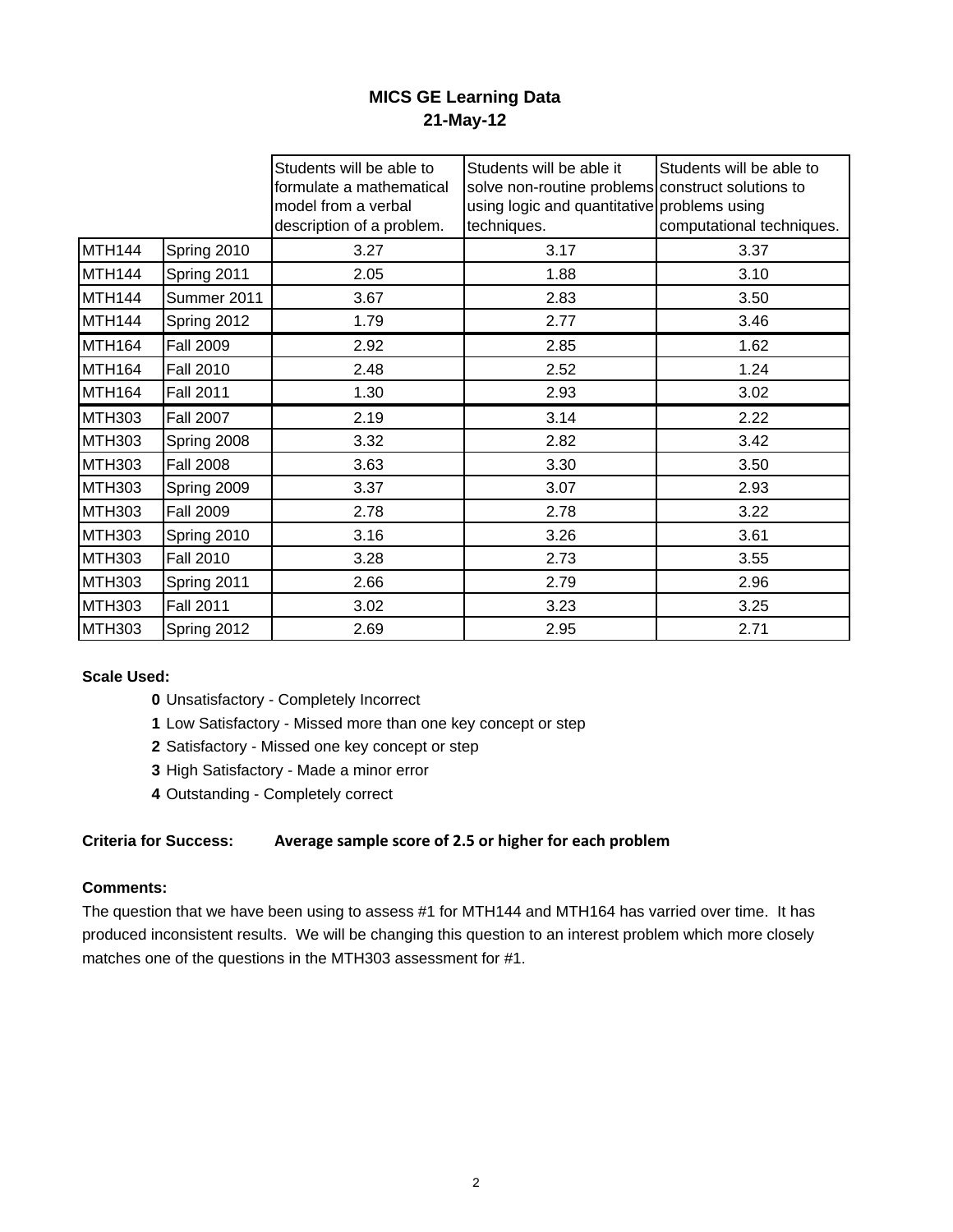# MICS GE Learning Data
## 21-May-12

| | | Students will be able to formulate a mathematical model from a verbal description of a problem. | Students will be able it solve non-routine problems using logic and quantitative techniques. | Students will be able to construct solutions to problems using computational techniques. |
|---|---|---|---|---|
| MTH144 | Spring 2010 | 3.27 | 3.17 | 3.37 |
| MTH144 | Spring 2011 | 2.05 | 1.88 | 3.10 |
| MTH144 | Summer 2011 | 3.67 | 2.83 | 3.50 |
| MTH144 | Spring 2012 | 1.79 | 2.77 | 3.46 |
| MTH164 | Fall 2009 | 2.92 | 2.85 | 1.62 |
| MTH164 | Fall 2010 | 2.48 | 2.52 | 1.24 |
| MTH164 | Fall 2011 | 1.30 | 2.93 | 3.02 |
| MTH303 | Fall 2007 | 2.19 | 3.14 | 2.22 |
| MTH303 | Spring 2008 | 3.32 | 2.82 | 3.42 |
| MTH303 | Fall 2008 | 3.63 | 3.30 | 3.50 |
| MTH303 | Spring 2009 | 3.37 | 3.07 | 2.93 |
| MTH303 | Fall 2009 | 2.78 | 2.78 | 3.22 |
| MTH303 | Spring 2010 | 3.16 | 3.26 | 3.61 |
| MTH303 | Fall 2010 | 3.28 | 2.73 | 3.55 |
| MTH303 | Spring 2011 | 2.66 | 2.79 | 2.96 |
| MTH303 | Fall 2011 | 3.02 | 3.23 | 3.25 |
| MTH303 | Spring 2012 | 2.69 | 2.95 | 2.71 |

**Scale Used:**

- **0** Unsatisfactory - Completely Incorrect
- **1** Low Satisfactory - Missed more than one key concept or step
- **2** Satisfactory - Missed one key concept or step
- **3** High Satisfactory - Made a minor error
- **4** Outstanding - Completely correct

**Criteria for Success:** **Average sample score of 2.5 or higher for each problem**

**Comments:**

The question that we have been using to assess #1 for MTH144 and MTH164 has varried over time. It has produced inconsistent results. We will be changing this question to an interest problem which more closely matches one of the questions in the MTH303 assessment for #1.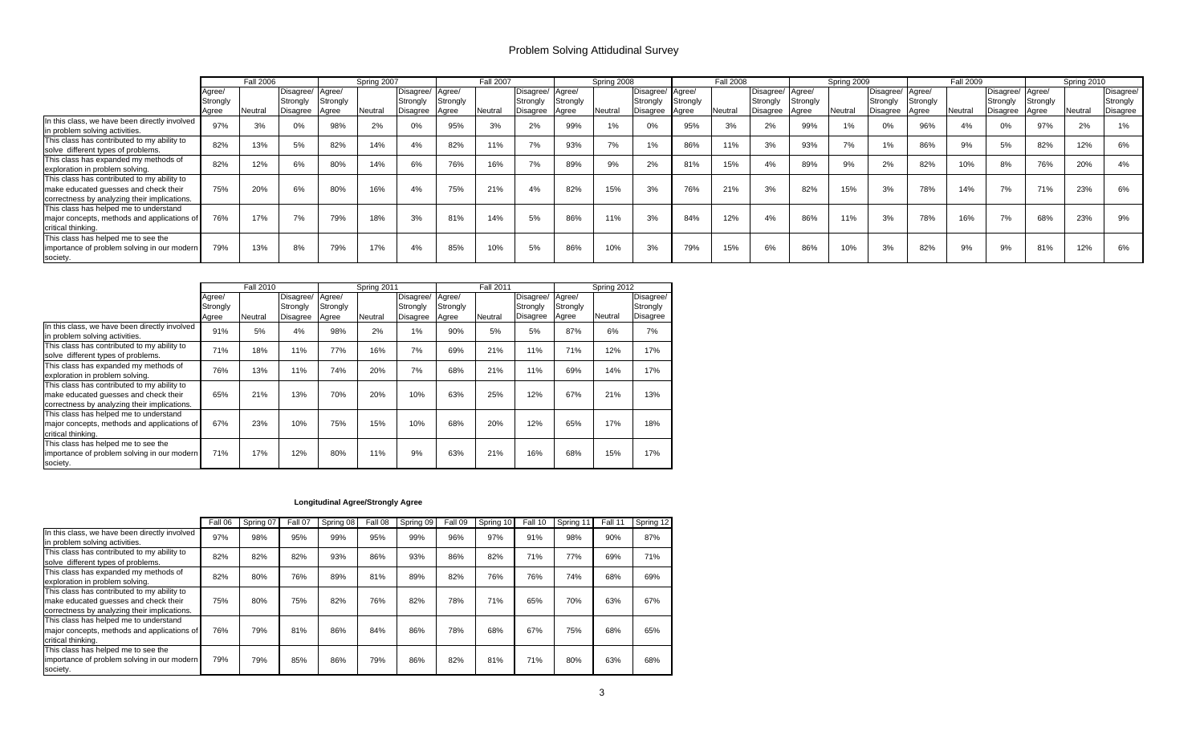# Problem Solving Attidudinal Survey

| | Fall 2006 | | | Spring 2007 | | | Fall 2007 | | | Spring 2008 | | | Fall 2008 | | | Spring 2009 | | | Fall 2009 | | | Spring 2010 | | |
|---|---|---|---|---|---|---|---|---|---|---|---|---|---|---|---|---|---|---|---|---|---|---|---|---|
| | Agree/ Strongly Agree | Neutral | Disagree/ Strongly Disagree | Agree/ Strongly Agree | Neutral | Disagree/ Strongly Disagree | Agree/ Strongly Agree | Neutral | Disagree/ Strongly Disagree | Agree/ Strongly Agree | Neutral | Disagree/ Strongly Disagree | Agree/ Strongly Agree | Neutral | Disagree/ Strongly Disagree | Agree/ Strongly Agree | Neutral | Disagree/ Strongly Disagree | Agree/ Strongly Agree | Neutral | Disagree/ Strongly Disagree | Agree/ Strongly Agree | Neutral | Disagree/ Strongly Disagree |
| In this class, we have been directly involved in problem solving activities. | 97% | 3% | 0% | 98% | 2% | 0% | 95% | 3% | 2% | 99% | 1% | 0% | 95% | 3% | 2% | 99% | 1% | 0% | 96% | 4% | 0% | 97% | 2% | 1% |
| This class has contributed to my ability to solve different types of problems. | 82% | 13% | 5% | 82% | 14% | 4% | 82% | 11% | 7% | 93% | 7% | 1% | 86% | 11% | 3% | 93% | 7% | 1% | 86% | 9% | 5% | 82% | 12% | 6% |
| This class has expanded my methods of exploration in problem solving. | 82% | 12% | 6% | 80% | 14% | 6% | 76% | 16% | 7% | 89% | 9% | 2% | 81% | 15% | 4% | 89% | 9% | 2% | 82% | 10% | 8% | 76% | 20% | 4% |
| This class has contributed to my ability to make educated guesses and check their correctness by analyzing their implications. | 75% | 20% | 6% | 80% | 16% | 4% | 75% | 21% | 4% | 82% | 15% | 3% | 76% | 21% | 3% | 82% | 15% | 3% | 78% | 14% | 7% | 71% | 23% | 6% |
| This class has helped me to understand major concepts, methods and applications of critical thinking. | 76% | 17% | 7% | 79% | 18% | 3% | 81% | 14% | 5% | 86% | 11% | 3% | 84% | 12% | 4% | 86% | 11% | 3% | 78% | 16% | 7% | 68% | 23% | 9% |
| This class has helped me to see the importance of problem solving in our modern society. | 79% | 13% | 8% | 79% | 17% | 4% | 85% | 10% | 5% | 86% | 10% | 3% | 79% | 15% | 6% | 86% | 10% | 3% | 82% | 9% | 9% | 81% | 12% | 6% |

| | Fall 2010 | | | Spring 2011 | | | Fall 2011 | | | Spring 2012 | | |
|---|---|---|---|---|---|---|---|---|---|---|---|---|
| | Agree/ Strongly Agree | Neutral | Disagree/ Strongly Disagree | Agree/ Strongly Agree | Neutral | Disagree/ Strongly Disagree | Agree/ Strongly Agree | Neutral | Disagree/ Strongly Disagree | Agree/ Strongly Agree | Neutral | Disagree/ Strongly Disagree |
| In this class, we have been directly involved in problem solving activities. | 91% | 5% | 4% | 98% | 2% | 1% | 90% | 5% | 5% | 87% | 6% | 7% |
| This class has contributed to my ability to solve different types of problems. | 71% | 18% | 11% | 77% | 16% | 7% | 69% | 21% | 11% | 71% | 12% | 17% |
| This class has expanded my methods of exploration in problem solving. | 76% | 13% | 11% | 74% | 20% | 7% | 68% | 21% | 11% | 69% | 14% | 17% |
| This class has contributed to my ability to make educated guesses and check their correctness by analyzing their implications. | 65% | 21% | 13% | 70% | 20% | 10% | 63% | 25% | 12% | 67% | 21% | 13% |
| This class has helped me to understand major concepts, methods and applications of critical thinking. | 67% | 23% | 10% | 75% | 15% | 10% | 68% | 20% | 12% | 65% | 17% | 18% |
| This class has helped me to see the importance of problem solving in our modern society. | 71% | 17% | 12% | 80% | 11% | 9% | 63% | 21% | 16% | 68% | 15% | 17% |

**Longitudinal Agree/Strongly Agree**

| | Fall 06 | Spring 07 | Fall 07 | Spring 08 | Fall 08 | Spring 09 | Fall 09 | Spring 10 | Fall 10 | Spring 11 | Fall 11 | Spring 12 |
|---|---|---|---|---|---|---|---|---|---|---|---|---|
| In this class, we have been directly involved in problem solving activities. | 97% | 98% | 95% | 99% | 95% | 99% | 96% | 97% | 91% | 98% | 90% | 87% |
| This class has contributed to my ability to solve different types of problems. | 82% | 82% | 82% | 93% | 86% | 93% | 86% | 82% | 71% | 77% | 69% | 71% |
| This class has expanded my methods of exploration in problem solving. | 82% | 80% | 76% | 89% | 81% | 89% | 82% | 76% | 76% | 74% | 68% | 69% |
| This class has contributed to my ability to make educated guesses and check their correctness by analyzing their implications. | 75% | 80% | 75% | 82% | 76% | 82% | 78% | 71% | 65% | 70% | 63% | 67% |
| This class has helped me to understand major concepts, methods and applications of critical thinking. | 76% | 79% | 81% | 86% | 84% | 86% | 78% | 68% | 67% | 75% | 68% | 65% |
| This class has helped me to see the importance of problem solving in our modern society. | 79% | 79% | 85% | 86% | 79% | 86% | 82% | 81% | 71% | 80% | 63% | 68% |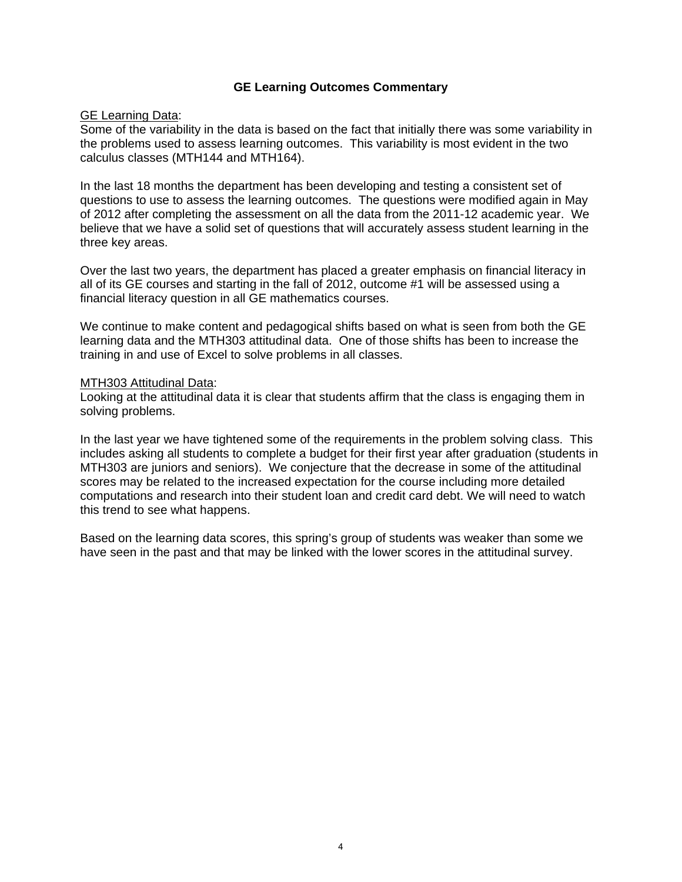# GE Learning Outcomes Commentary

GE Learning Data:
Some of the variability in the data is based on the fact that initially there was some variability in the problems used to assess learning outcomes. This variability is most evident in the two calculus classes (MTH144 and MTH164).

In the last 18 months the department has been developing and testing a consistent set of questions to use to assess the learning outcomes. The questions were modified again in May of 2012 after completing the assessment on all the data from the 2011-12 academic year. We believe that we have a solid set of questions that will accurately assess student learning in the three key areas.

Over the last two years, the department has placed a greater emphasis on financial literacy in all of its GE courses and starting in the fall of 2012, outcome #1 will be assessed using a financial literacy question in all GE mathematics courses.

We continue to make content and pedagogical shifts based on what is seen from both the GE learning data and the MTH303 attitudinal data. One of those shifts has been to increase the training in and use of Excel to solve problems in all classes.

MTH303 Attitudinal Data:
Looking at the attitudinal data it is clear that students affirm that the class is engaging them in solving problems.

In the last year we have tightened some of the requirements in the problem solving class. This includes asking all students to complete a budget for their first year after graduation (students in MTH303 are juniors and seniors). We conjecture that the decrease in some of the attitudinal scores may be related to the increased expectation for the course including more detailed computations and research into their student loan and credit card debt. We will need to watch this trend to see what happens.

Based on the learning data scores, this spring's group of students was weaker than some we have seen in the past and that may be linked with the lower scores in the attitudinal survey.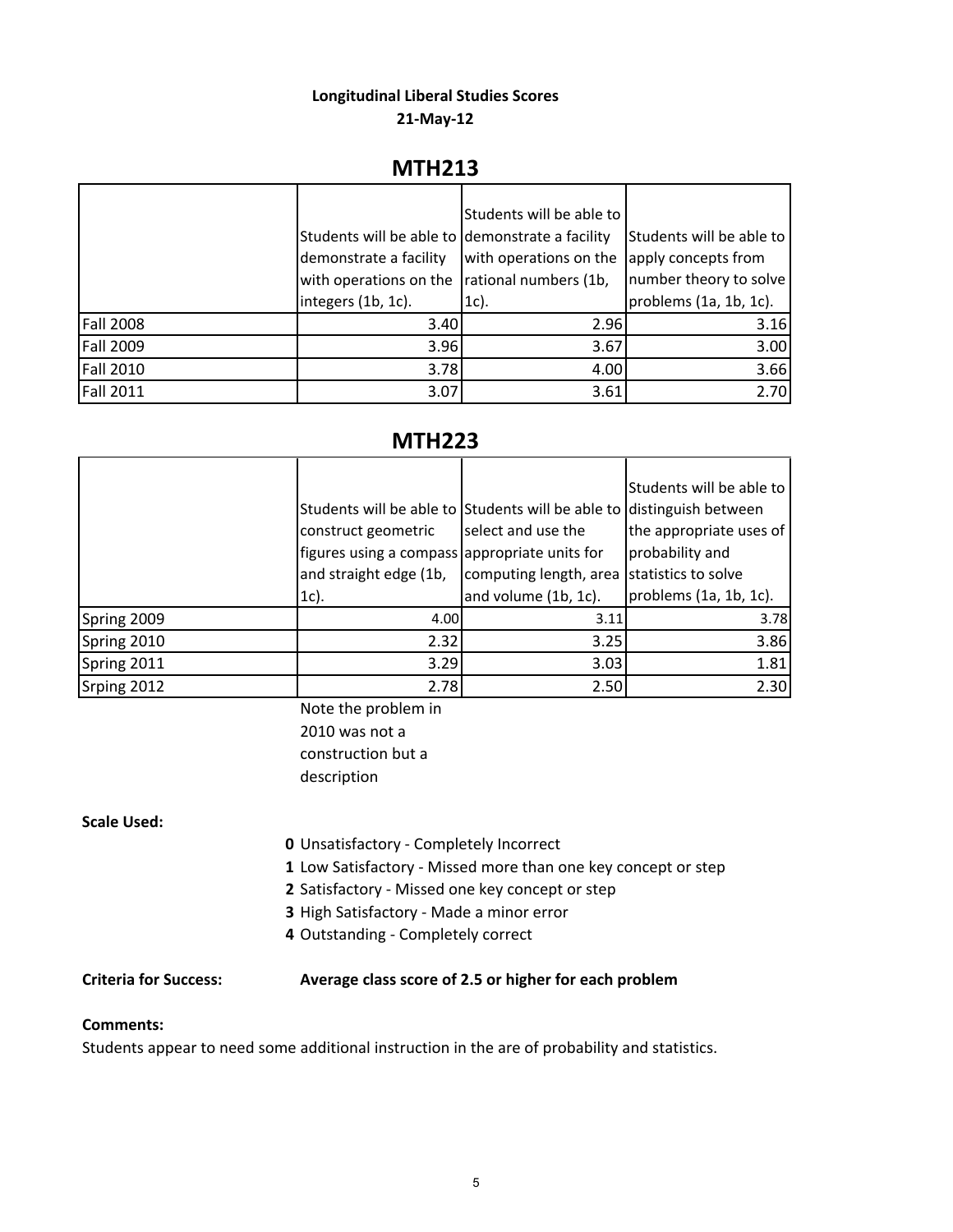**Longitudinal Liberal Studies Scores**
**21-May-12**

## MTH213

| | Students will be able to demonstrate a facility with operations on the integers (1b, 1c). | Students will be able to demonstrate a facility with operations on the rational numbers (1b, 1c). | Students will be able to apply concepts from number theory to solve problems (1a, 1b, 1c). |
|---|---|---|---|
| Fall 2008 | 3.40 | 2.96 | 3.16 |
| Fall 2009 | 3.96 | 3.67 | 3.00 |
| Fall 2010 | 3.78 | 4.00 | 3.66 |
| Fall 2011 | 3.07 | 3.61 | 2.70 |

## MTH223

| | Students will be able to construct geometric figures using a compass and straight edge (1b, 1c). | Students will be able to select and use the appropriate units for computing length, area and volume (1b, 1c). | Students will be able to distinguish between the appropriate uses of probability and statistics to solve problems (1a, 1b, 1c). |
|---|---|---|---|
| Spring 2009 | 4.00 | 3.11 | 3.78 |
| Spring 2010 | 2.32 | 3.25 | 3.86 |
| Spring 2011 | 3.29 | 3.03 | 1.81 |
| Srping 2012 | 2.78 | 2.50 | 2.30 |

Note the problem in 2010 was not a construction but a description

**Scale Used:**

- **0** Unsatisfactory - Completely Incorrect
- **1** Low Satisfactory - Missed more than one key concept or step
- **2** Satisfactory - Missed one key concept or step
- **3** High Satisfactory - Made a minor error
- **4** Outstanding - Completely correct

**Criteria for Success:** **Average class score of 2.5 or higher for each problem**

**Comments:**

Students appear to need some additional instruction in the are of probability and statistics.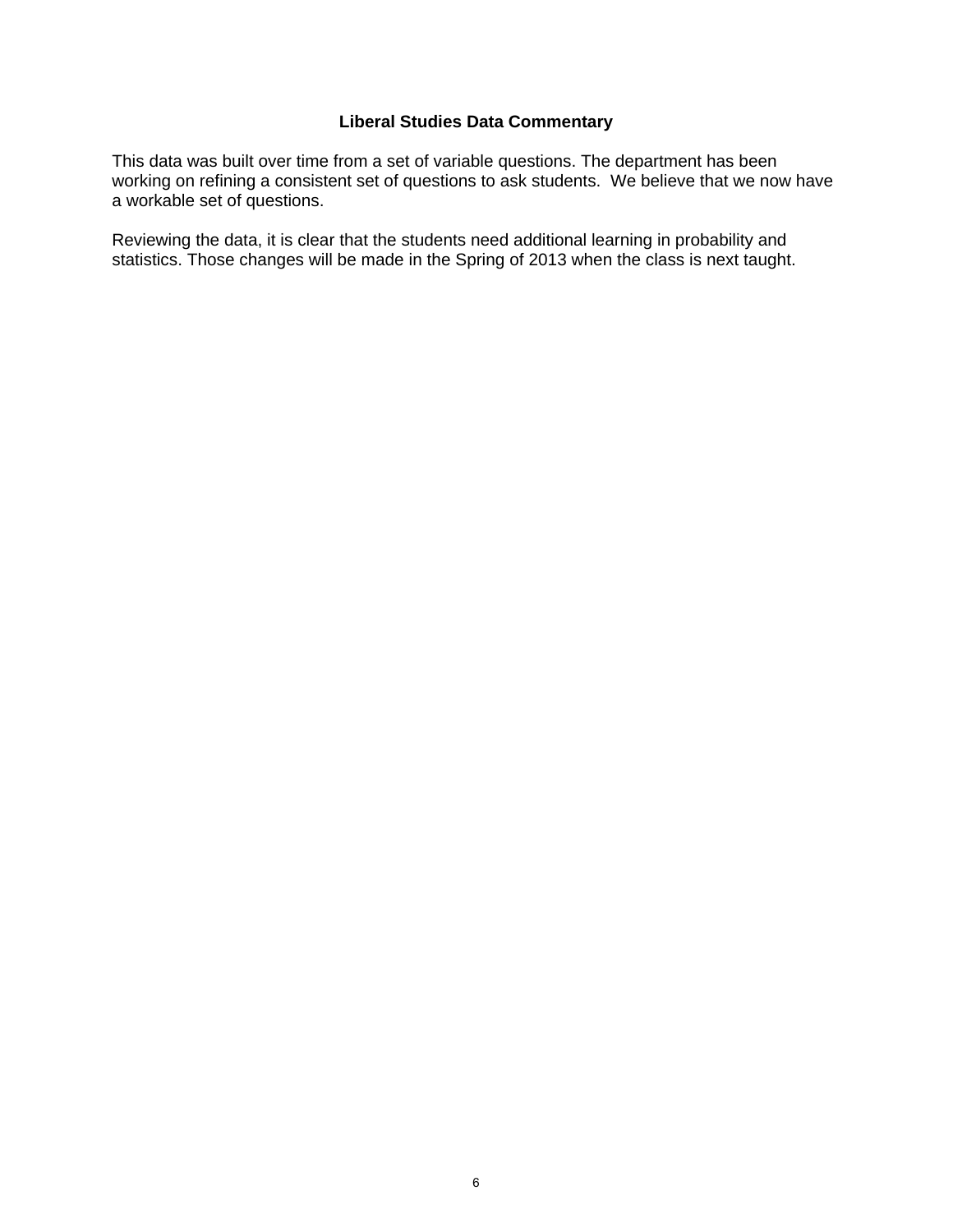## Liberal Studies Data Commentary

This data was built over time from a set of variable questions. The department has been working on refining a consistent set of questions to ask students. We believe that we now have a workable set of questions.

Reviewing the data, it is clear that the students need additional learning in probability and statistics. Those changes will be made in the Spring of 2013 when the class is next taught.